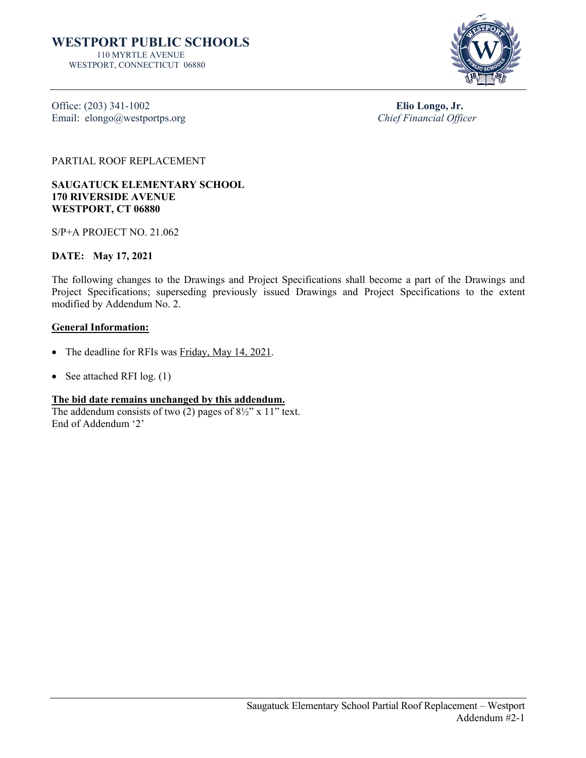# WESTPORT PUBLIC SCHOOLS

110 MYRTLE AVENUE
WESTPORT, CONNECTICUT 06880

Office: (203) 341-1002
Email: elongo@westportps.org

**Elio Longo, Jr.**
*Chief Financial Officer*

PARTIAL ROOF REPLACEMENT

**SAUGATUCK ELEMENTARY SCHOOL**
**170 RIVERSIDE AVENUE**
**WESTPORT, CT 06880**

S/P+A PROJECT NO. 21.062

**DATE: May 17, 2021**

The following changes to the Drawings and Project Specifications shall become a part of the Drawings and Project Specifications; superseding previously issued Drawings and Project Specifications to the extent modified by Addendum No. 2.

**General Information:**

- The deadline for RFIs was Friday, May 14, 2021.
- See attached RFI log. (1)

**The bid date remains unchanged by this addendum.**
The addendum consists of two (2) pages of 8½" x 11" text.
End of Addendum '2'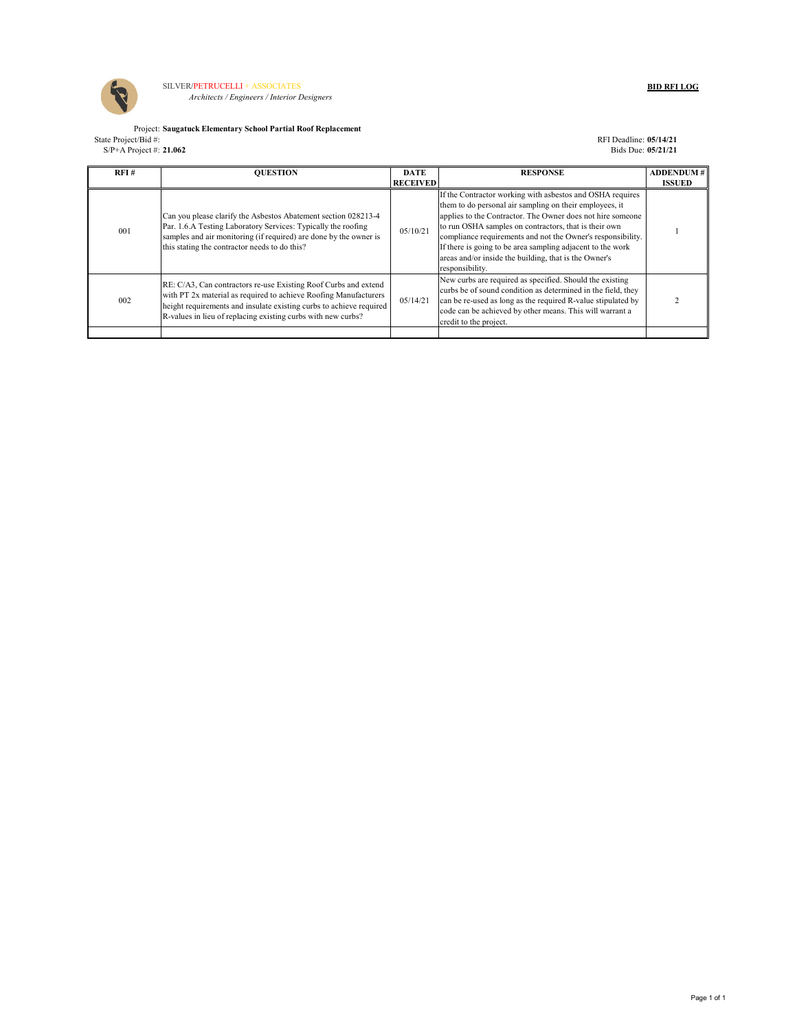SILVER/PETRUCELLI + ASSOCIATES
*Architects / Engineers / Interior Designers*

**BID RFI LOG**

Project: **Saugatuck Elementary School Partial Roof Replacement**
State Project/Bid #:
S/P+A Project #: **21.062**

RFI Deadline: **05/14/21**
Bids Due: **05/21/21**

| RFI # | QUESTION | DATE RECEIVED | RESPONSE | ADDENDUM # ISSUED |
|---|---|---|---|---|
| 001 | Can you please clarify the Asbestos Abatement section 028213-4 Par. 1.6.A Testing Laboratory Services: Typically the roofing samples and air monitoring (if required) are done by the owner is this stating the contractor needs to do this? | 05/10/21 | If the Contractor working with asbestos and OSHA requires them to do personal air sampling on their employees, it applies to the Contractor. The Owner does not hire someone to run OSHA samples on contractors, that is their own compliance requirements and not the Owner's responsibility. If there is going to be area sampling adjacent to the work areas and/or inside the building, that is the Owner's responsibility. | 1 |
| 002 | RE: C/A3, Can contractors re-use Existing Roof Curbs and extend with PT 2x material as required to achieve Roofing Manufacturers height requirements and insulate existing curbs to achieve required R-values in lieu of replacing existing curbs with new curbs? | 05/14/21 | New curbs are required as specified. Should the existing curbs be of sound condition as determined in the field, they can be re-used as long as the required R-value stipulated by code can be achieved by other means. This will warrant a credit to the project. | 2 |
| | | | | |